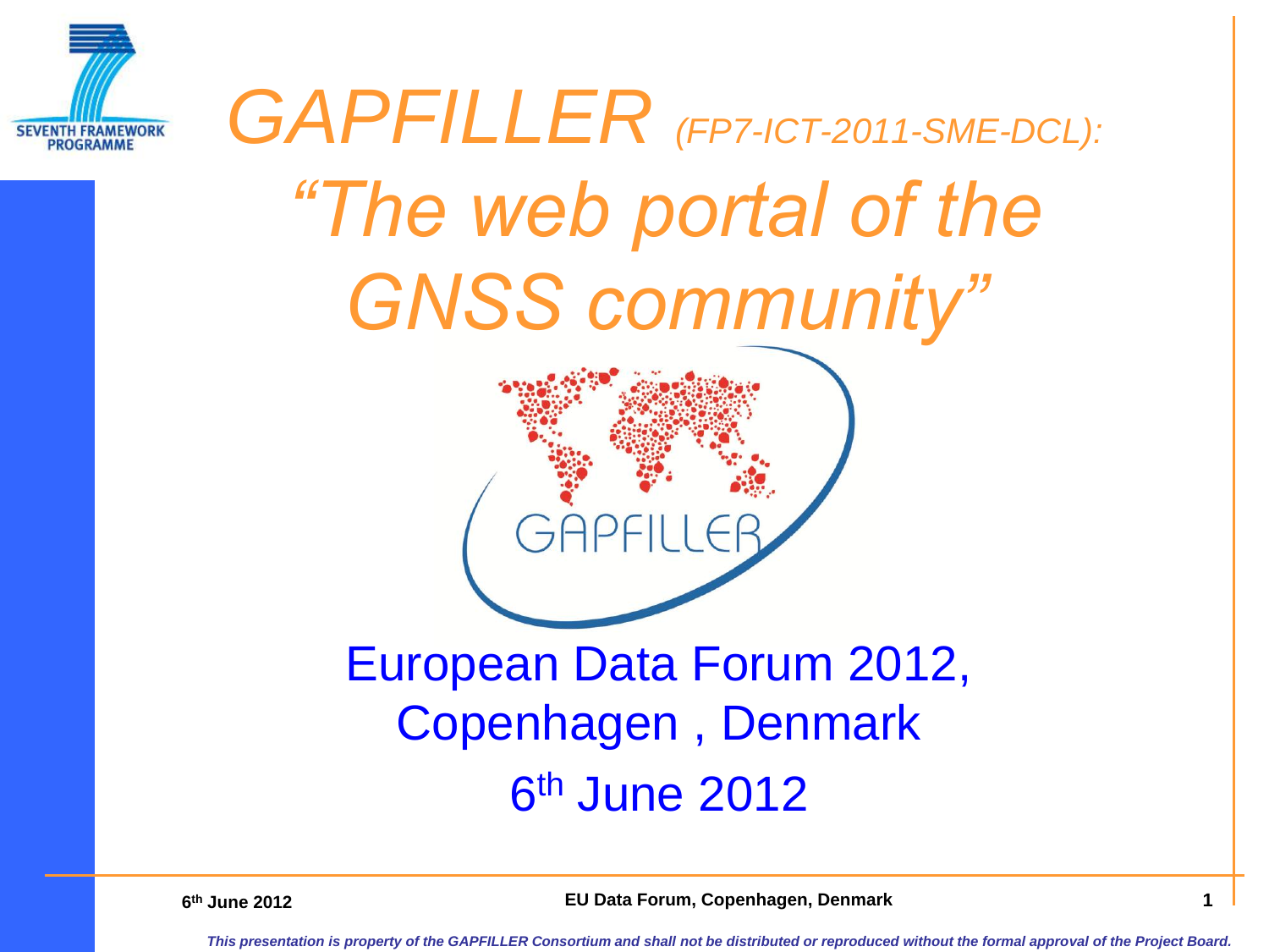# *GAPFILLER (FP7-ICT-2011-SME-DCL): "The web portal of the GNSS community"*

European Data Forum 2012, Copenhagen , Denmark

6th June 2012

*This presentation is property of the GAPFILLER Consortium and shall not be distributed or reproduced without the formal approval of the Project Board.*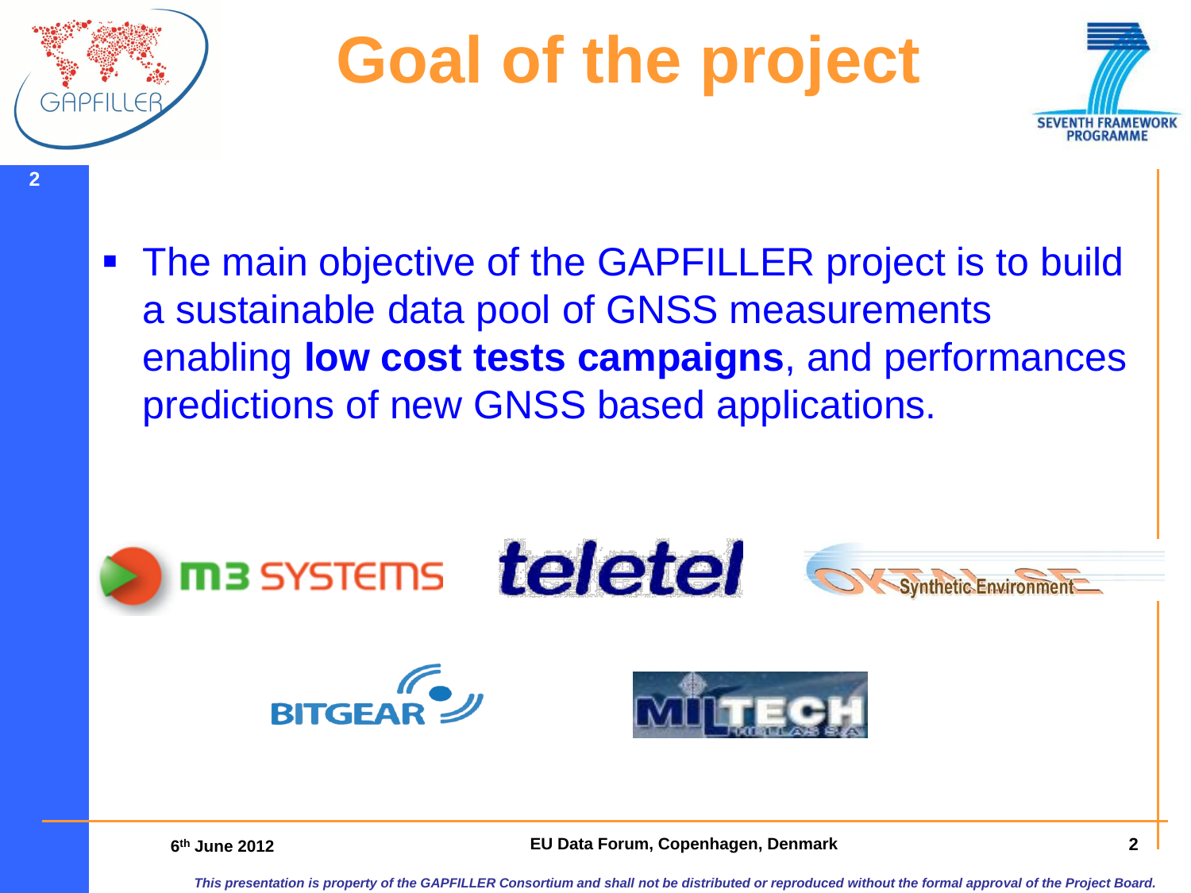# Goal of the project

- The main objective of the GAPFILLER project is to build a sustainable data pool of GNSS measurements enabling **low cost tests campaigns**, and performances predictions of new GNSS based applications.

*This presentation is property of the GAPFILLER Consortium and shall not be distributed or reproduced without the formal approval of the Project Board.*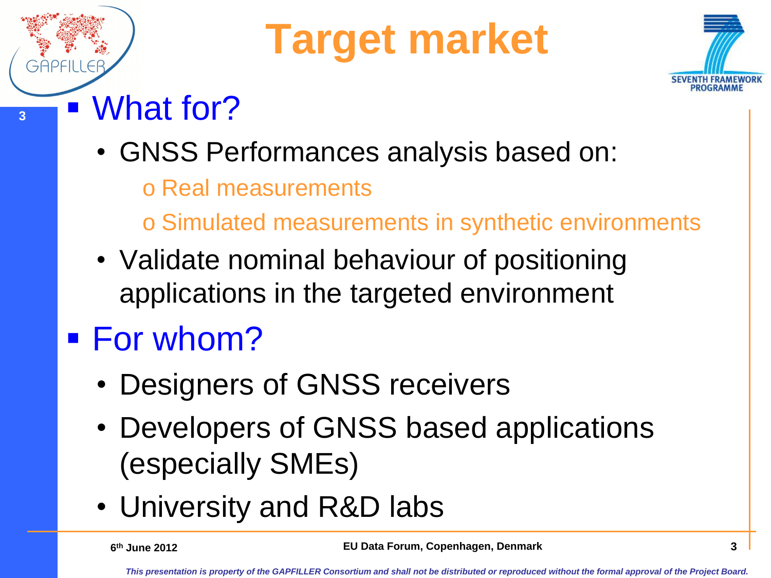# Target market

- What for?
  - GNSS Performances analysis based on:
    - Real measurements
    - Simulated measurements in synthetic environments
  - Validate nominal behaviour of positioning applications in the targeted environment
- For whom?
  - Designers of GNSS receivers
  - Developers of GNSS based applications (especially SMEs)
  - University and R&D labs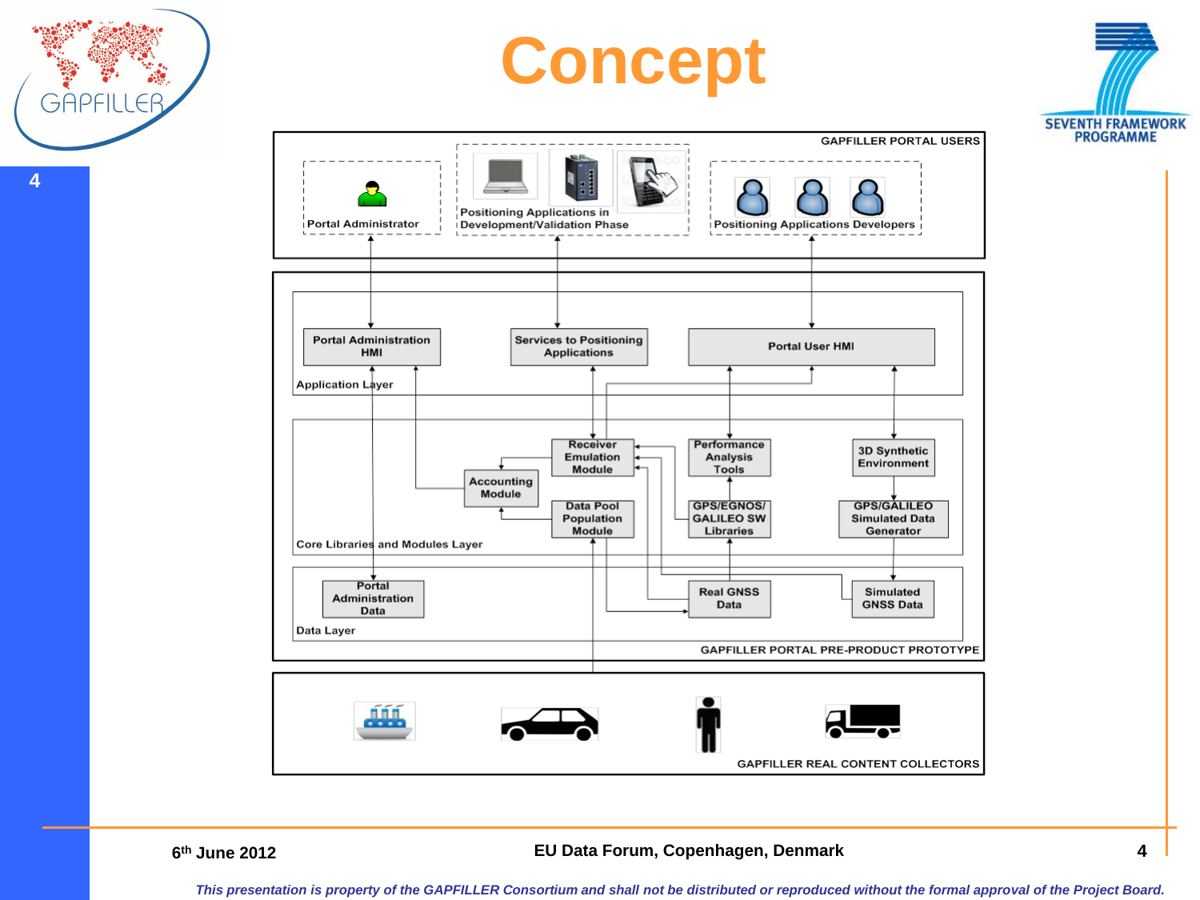# Concept

GAPFILLER PORTAL USERS

- Portal Administrator
- Positioning Applications in Development/Validation Phase
- Positioning Applications Developers

GAPFILLER PORTAL PRE-PRODUCT PROTOTYPE

Application Layer

- Portal Administration HMI
- Services to Positioning Applications
- Portal User HMI

Core Libraries and Modules Layer

- Receiver Emulation Module
- Performance Analysis Tools
- 3D Synthetic Environment
- Accounting Module
- Data Pool Population Module
- GPS/EGNOS/GALILEO SW Libraries
- GPS/GALILEO Simulated Data Generator

Data Layer

- Portal Administration Data
- Real GNSS Data
- Simulated GNSS Data

GAPFILLER REAL CONTENT COLLECTORS

6th June 2012 | EU Data Forum, Copenhagen, Denmark

*This presentation is property of the GAPFILLER Consortium and shall not be distributed or reproduced without the formal approval of the Project Board.*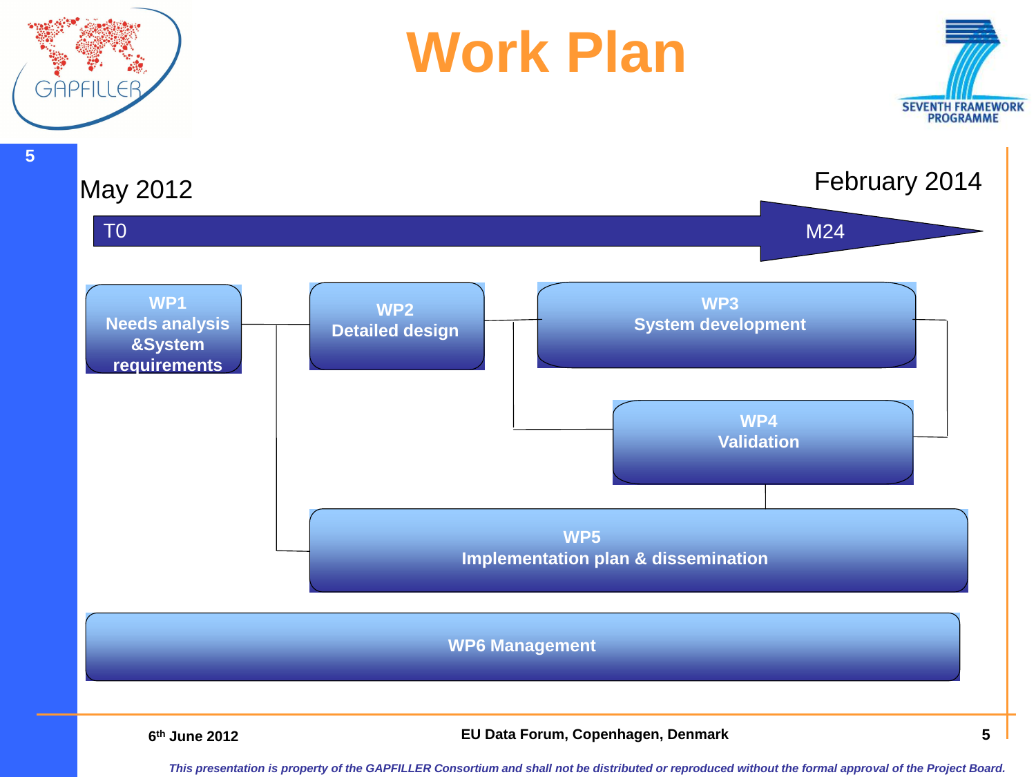# Work Plan

May 2012 — February 2014

T0 → M24

- **WP1** Needs analysis &System requirements
- **WP2** Detailed design
- **WP3** System development
- **WP4** Validation
- **WP5** Implementation plan & dissemination
- **WP6 Management**

6th June 2012 — EU Data Forum, Copenhagen, Denmark

*This presentation is property of the GAPFILLER Consortium and shall not be distributed or reproduced without the formal approval of the Project Board.*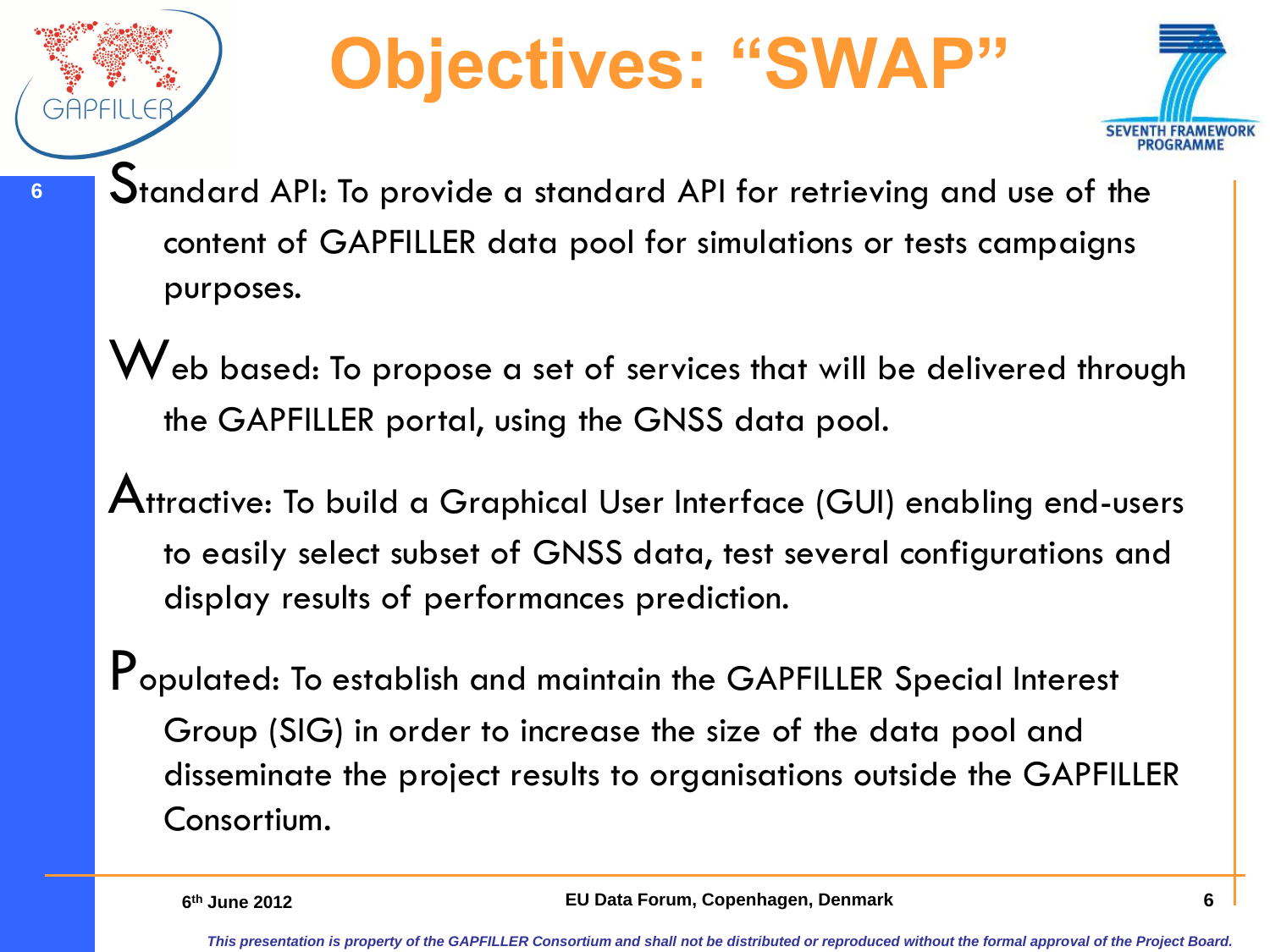# Objectives: "SWAP"

**S**tandard API: To provide a standard API for retrieving and use of the content of GAPFILLER data pool for simulations or tests campaigns purposes.

**W**eb based: To propose a set of services that will be delivered through the GAPFILLER portal, using the GNSS data pool.

**A**ttractive: To build a Graphical User Interface (GUI) enabling end-users to easily select subset of GNSS data, test several configurations and display results of performances prediction.

**P**opulated: To establish and maintain the GAPFILLER Special Interest Group (SIG) in order to increase the size of the data pool and disseminate the project results to organisations outside the GAPFILLER Consortium.

*This presentation is property of the GAPFILLER Consortium and shall not be distributed or reproduced without the formal approval of the Project Board.*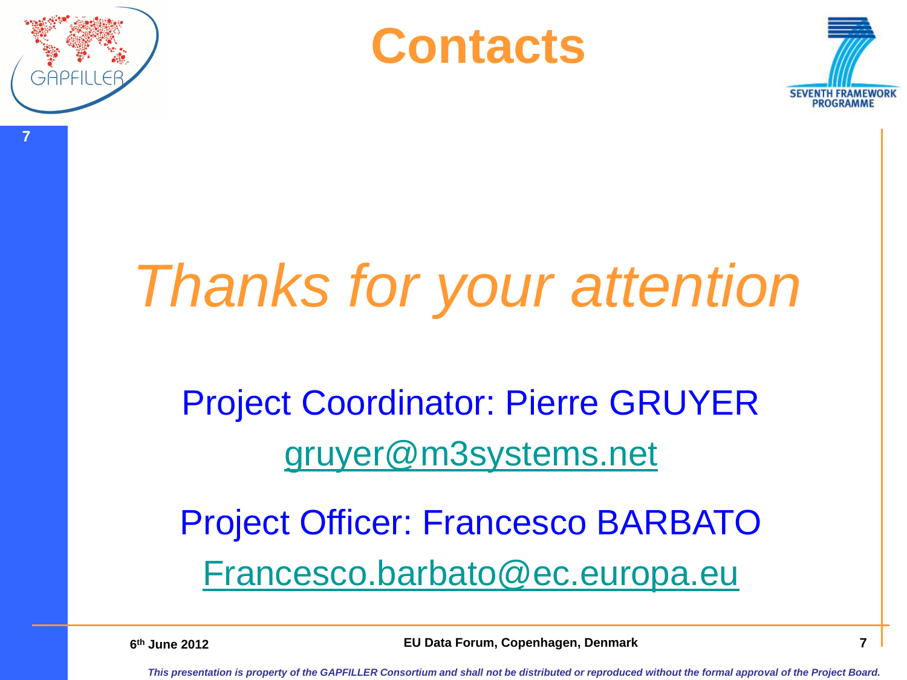# Contacts

*Thanks for your attention*

Project Coordinator: Pierre GRUYER

gruyer@m3systems.net

Project Officer: Francesco BARBATO

Francesco.barbato@ec.europa.eu

*This presentation is property of the GAPFILLER Consortium and shall not be distributed or reproduced without the formal approval of the Project Board.*